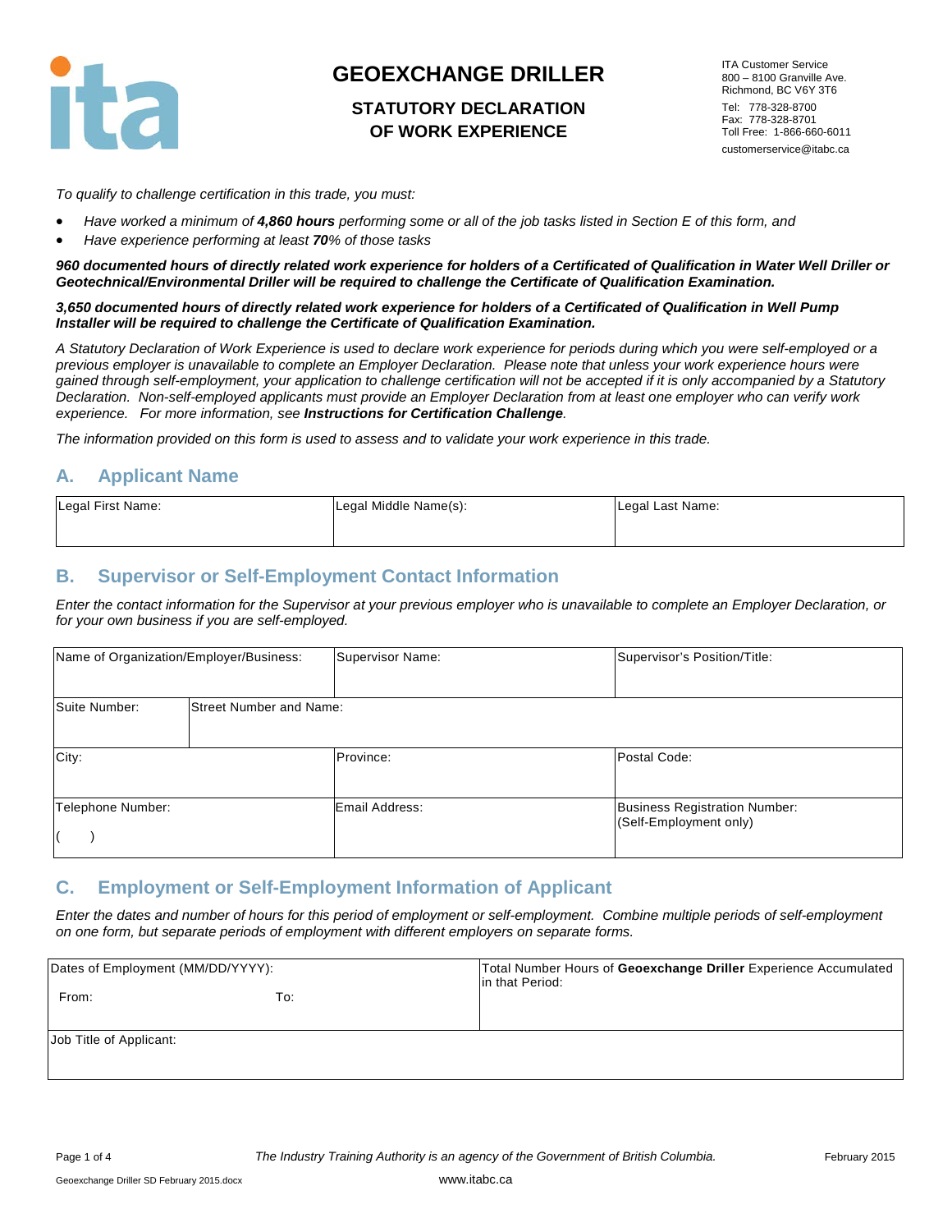# GEOEXCHANGE DRILLER

## STATUTORY DECLARATION OF WORK EXPERIENCE

ITA Customer Service
800 – 8100 Granville Ave.
Richmond, BC V6Y 3T6
Tel: 778-328-8700
Fax: 778-328-8701
Toll Free: 1-866-660-6011
customerservice@itabc.ca

*To qualify to challenge certification in this trade, you must:*

- *Have worked a minimum of **4,860 hours** performing some or all of the job tasks listed in Section E of this form, and*
- *Have experience performing at least **70%** of those tasks*

***960 documented hours of directly related work experience for holders of a Certificated of Qualification in Water Well Driller or Geotechnical/Environmental Driller will be required to challenge the Certificate of Qualification Examination.***

***3,650 documented hours of directly related work experience for holders of a Certificated of Qualification in Well Pump Installer will be required to challenge the Certificate of Qualification Examination.***

*A Statutory Declaration of Work Experience is used to declare work experience for periods during which you were self-employed or a previous employer is unavailable to complete an Employer Declaration. Please note that unless your work experience hours were gained through self-employment, your application to challenge certification will not be accepted if it is only accompanied by a Statutory Declaration. Non-self-employed applicants must provide an Employer Declaration from at least one employer who can verify work experience. For more information, see **Instructions for Certification Challenge**.*

*The information provided on this form is used to assess and to validate your work experience in this trade.*

## A. Applicant Name

| Legal First Name: | Legal Middle Name(s): | Legal Last Name: |
|---|---|---|
| | | |

## B. Supervisor or Self-Employment Contact Information

*Enter the contact information for the Supervisor at your previous employer who is unavailable to complete an Employer Declaration, or for your own business if you are self-employed.*

| | | |
|---|---|---|
| Name of Organization/Employer/Business: | Supervisor Name: | Supervisor's Position/Title: |
| Suite Number: | Street Number and Name: | |
| City: | Province: | Postal Code: |
| Telephone Number: ( ) | Email Address: | Business Registration Number: (Self-Employment only) |

## C. Employment or Self-Employment Information of Applicant

*Enter the dates and number of hours for this period of employment or self-employment. Combine multiple periods of self-employment on one form, but separate periods of employment with different employers on separate forms.*

| | |
|---|---|
| Dates of Employment (MM/DD/YYYY): From: To: | Total Number Hours of **Geoexchange Driller** Experience Accumulated in that Period: |
| Job Title of Applicant: | |

*The Industry Training Authority is an agency of the Government of British Columbia.*

February 2015

Geoexchange Driller SD February 2015.docx

www.itabc.ca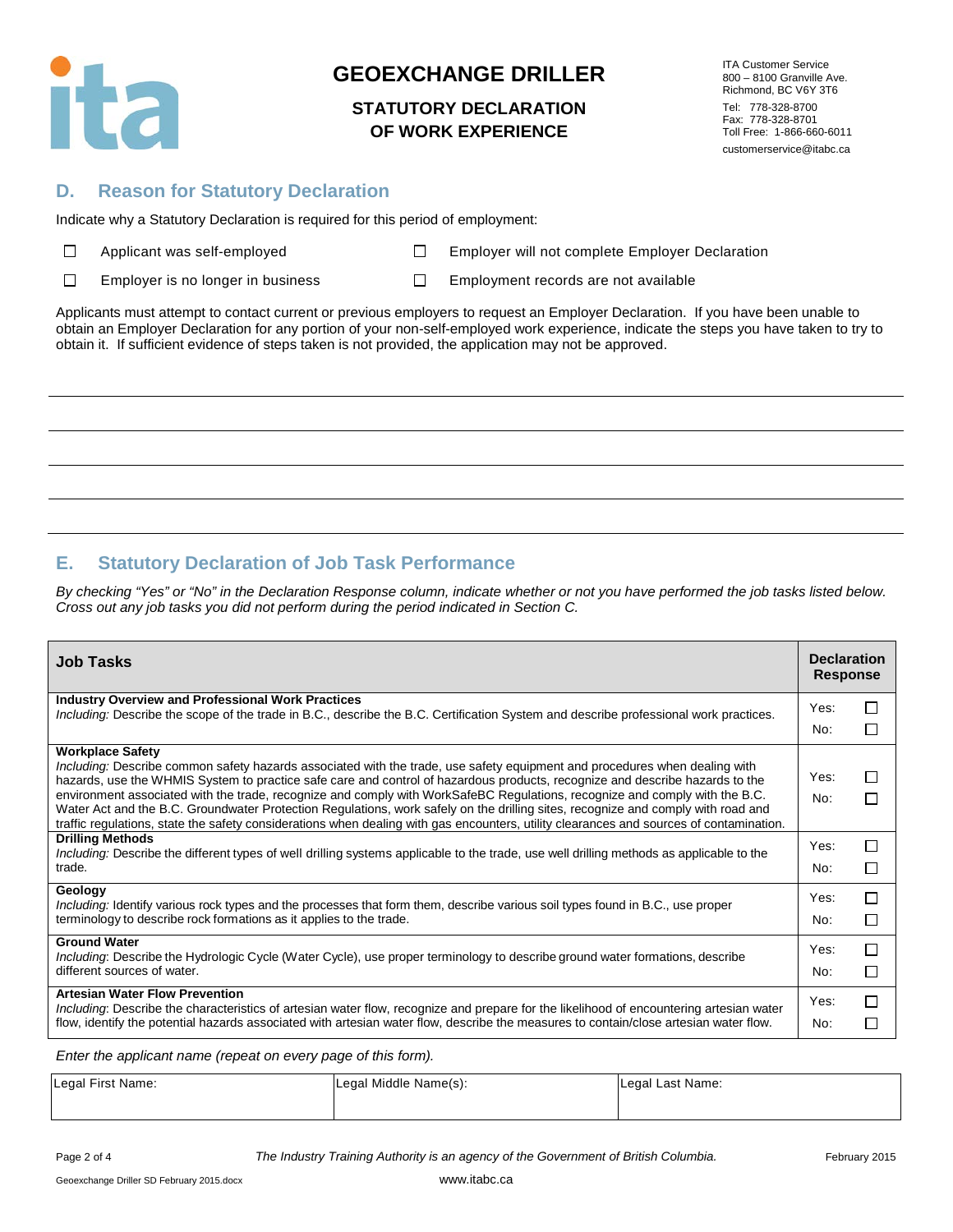# GEOEXCHANGE DRILLER

## STATUTORY DECLARATION OF WORK EXPERIENCE

ITA Customer Service
800 – 8100 Granville Ave.
Richmond, BC V6Y 3T6
Tel: 778-328-8700
Fax: 778-328-8701
Toll Free: 1-866-660-6011
customerservice@itabc.ca

## D. Reason for Statutory Declaration

Indicate why a Statutory Declaration is required for this period of employment:

- ☐ Applicant was self-employed
- ☐ Employer will not complete Employer Declaration
- ☐ Employer is no longer in business
- ☐ Employment records are not available

Applicants must attempt to contact current or previous employers to request an Employer Declaration. If you have been unable to obtain an Employer Declaration for any portion of your non-self-employed work experience, indicate the steps you have taken to try to obtain it. If sufficient evidence of steps taken is not provided, the application may not be approved.

______________________________________________________________________

______________________________________________________________________

______________________________________________________________________

______________________________________________________________________

## E. Statutory Declaration of Job Task Performance

*By checking "Yes" or "No" in the Declaration Response column, indicate whether or not you have performed the job tasks listed below. Cross out any job tasks you did not perform during the period indicated in Section C.*

| Job Tasks | Declaration Response |
|---|---|
| **Industry Overview and Professional Work Practices**<br>*Including:* Describe the scope of the trade in B.C., describe the B.C. Certification System and describe professional work practices. | Yes: ☐<br>No: ☐ |
| **Workplace Safety**<br>*Including:* Describe common safety hazards associated with the trade, use safety equipment and procedures when dealing with hazards, use the WHMIS System to practice safe care and control of hazardous products, recognize and describe hazards to the environment associated with the trade, recognize and comply with WorkSafeBC Regulations, recognize and comply with the B.C. Water Act and the B.C. Groundwater Protection Regulations, work safely on the drilling sites, recognize and comply with road and traffic regulations, state the safety considerations when dealing with gas encounters, utility clearances and sources of contamination. | Yes: ☐<br>No: ☐ |
| **Drilling Methods**<br>*Including:* Describe the different types of well drilling systems applicable to the trade, use well drilling methods as applicable to the trade. | Yes: ☐<br>No: ☐ |
| **Geology**<br>*Including:* Identify various rock types and the processes that form them, describe various soil types found in B.C., use proper terminology to describe rock formations as it applies to the trade. | Yes: ☐<br>No: ☐ |
| **Ground Water**<br>*Including*: Describe the Hydrologic Cycle (Water Cycle), use proper terminology to describe ground water formations, describe different sources of water. | Yes: ☐<br>No: ☐ |
| **Artesian Water Flow Prevention**<br>*Including*: Describe the characteristics of artesian water flow, recognize and prepare for the likelihood of encountering artesian water flow, identify the potential hazards associated with artesian water flow, describe the measures to contain/close artesian water flow. | Yes: ☐<br>No: ☐ |

*Enter the applicant name (repeat on every page of this form).*

| Legal First Name: | Legal Middle Name(s): | Legal Last Name: |
|---|---|---|
| | | |

*The Industry Training Authority is an agency of the Government of British Columbia.*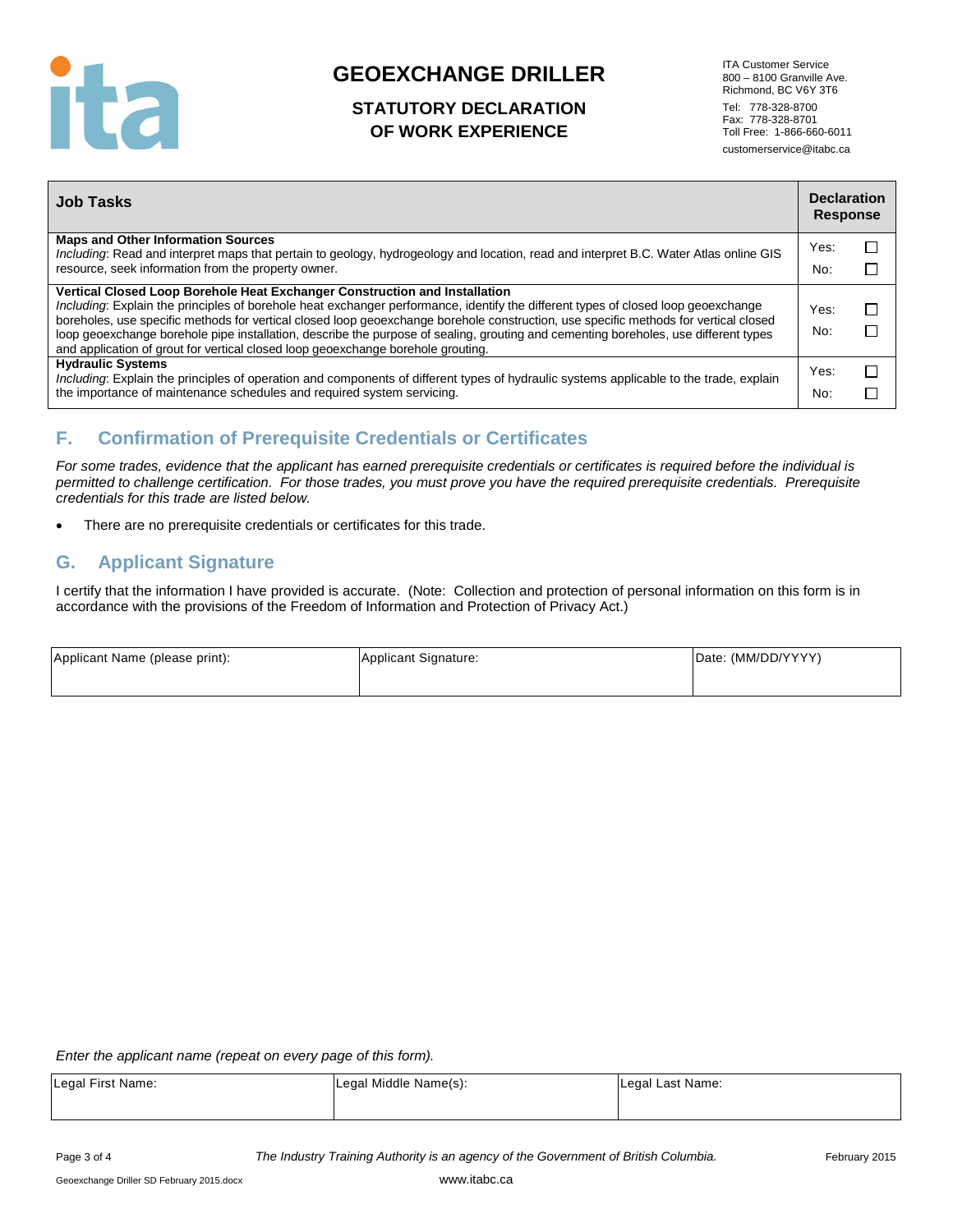| Job Tasks | Declaration Response |
|---|---|
| **Maps and Other Information Sources**<br>*Including*: Read and interpret maps that pertain to geology, hydrogeology and location, read and interpret B.C. Water Atlas online GIS resource, seek information from the property owner. | Yes: ☐<br>No: ☐ |
| **Vertical Closed Loop Borehole Heat Exchanger Construction and Installation**<br>*Including*: Explain the principles of borehole heat exchanger performance, identify the different types of closed loop geoexchange boreholes, use specific methods for vertical closed loop geoexchange borehole construction, use specific methods for vertical closed loop geoexchange borehole pipe installation, describe the purpose of sealing, grouting and cementing boreholes, use different types and application of grout for vertical closed loop geoexchange borehole grouting. | Yes: ☐<br>No: ☐ |
| **Hydraulic Systems**<br>*Including*: Explain the principles of operation and components of different types of hydraulic systems applicable to the trade, explain the importance of maintenance schedules and required system servicing. | Yes: ☐<br>No: ☐ |

## F. Confirmation of Prerequisite Credentials or Certificates

*For some trades, evidence that the applicant has earned prerequisite credentials or certificates is required before the individual is permitted to challenge certification. For those trades, you must prove you have the required prerequisite credentials. Prerequisite credentials for this trade are listed below.*

- There are no prerequisite credentials or certificates for this trade.

## G. Applicant Signature

I certify that the information I have provided is accurate. (Note: Collection and protection of personal information on this form is in accordance with the provisions of the Freedom of Information and Protection of Privacy Act.)

| Applicant Name (please print): | Applicant Signature: | Date: (MM/DD/YYYY) |
|---|---|---|
| | | |

*Enter the applicant name (repeat on every page of this form).*

| Legal First Name: | Legal Middle Name(s): | Legal Last Name: |
|---|---|---|
| | | |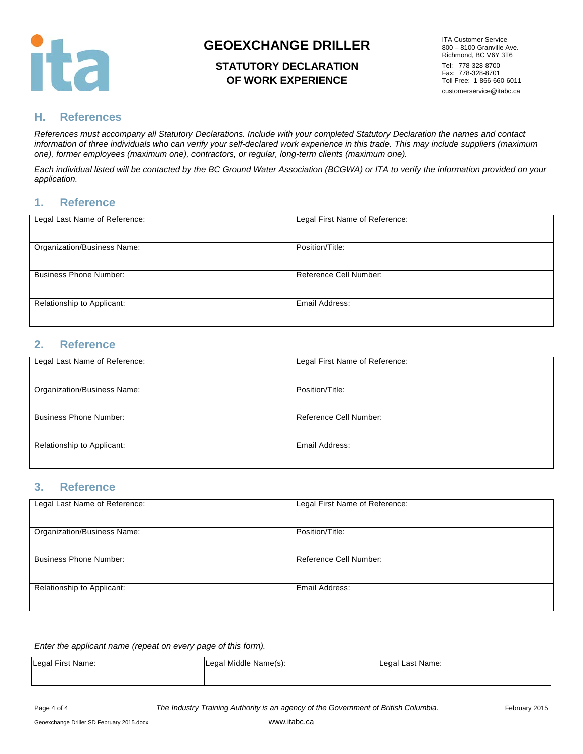# GEOEXCHANGE DRILLER

## STATUTORY DECLARATION OF WORK EXPERIENCE

ITA Customer Service
800 – 8100 Granville Ave.
Richmond, BC V6Y 3T6
Tel: 778-328-8700
Fax: 778-328-8701
Toll Free: 1-866-660-6011
customerservice@itabc.ca

## H. References

*References must accompany all Statutory Declarations. Include with your completed Statutory Declaration the names and contact information of three individuals who can verify your self-declared work experience in this trade. This may include suppliers (maximum one), former employees (maximum one), contractors, or regular, long-term clients (maximum one).*

*Each individual listed will be contacted by the BC Ground Water Association (BCGWA) or ITA to verify the information provided on your application.*

### 1. Reference

| | |
|---|---|
| Legal Last Name of Reference: | Legal First Name of Reference: |
| Organization/Business Name: | Position/Title: |
| Business Phone Number: | Reference Cell Number: |
| Relationship to Applicant: | Email Address: |

### 2. Reference

| | |
|---|---|
| Legal Last Name of Reference: | Legal First Name of Reference: |
| Organization/Business Name: | Position/Title: |
| Business Phone Number: | Reference Cell Number: |
| Relationship to Applicant: | Email Address: |

### 3. Reference

| | |
|---|---|
| Legal Last Name of Reference: | Legal First Name of Reference: |
| Organization/Business Name: | Position/Title: |
| Business Phone Number: | Reference Cell Number: |
| Relationship to Applicant: | Email Address: |

*Enter the applicant name (repeat on every page of this form).*

| | | |
|---|---|---|
| Legal First Name: | Legal Middle Name(s): | Legal Last Name: |

*The Industry Training Authority is an agency of the Government of British Columbia.*

www.itabc.ca